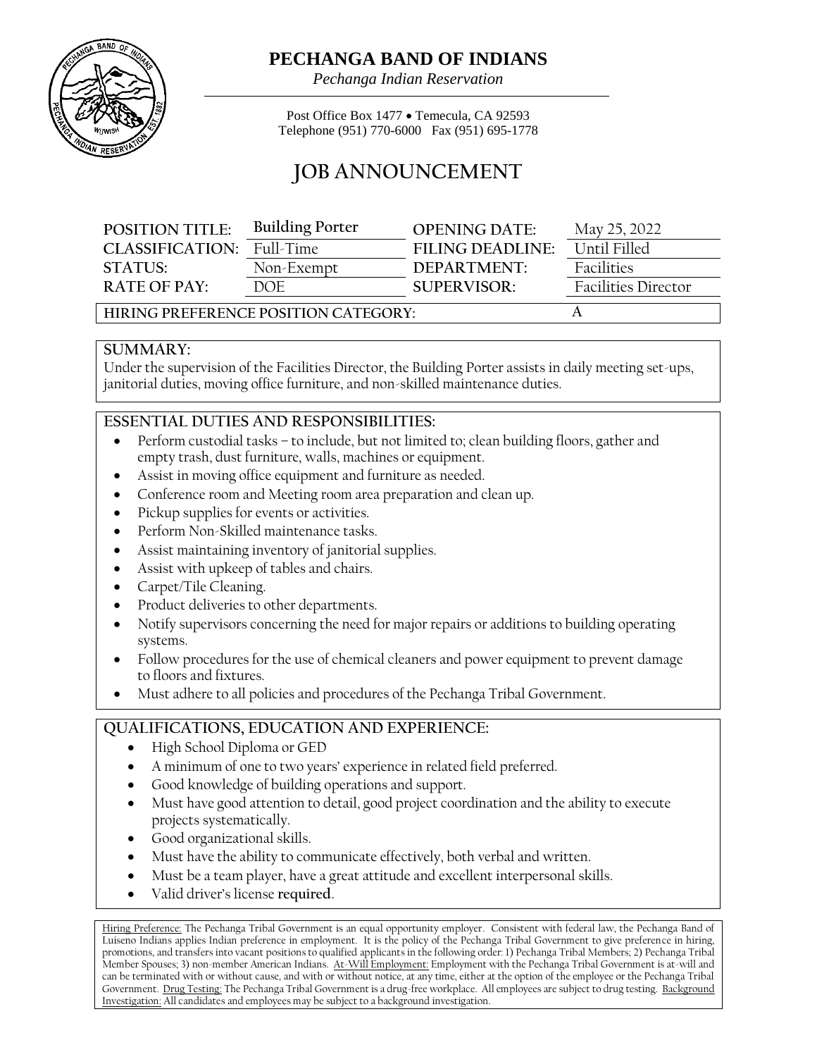# PECHANGA BAND OF INDIANS

*Pechanga Indian Reservation*

Post Office Box 1477 • Temecula, CA 92593
Telephone (951) 770-6000 Fax (951) 695-1778

## JOB ANNOUNCEMENT

| | | | |
|---|---|---|---|
| **POSITION TITLE:** | **Building Porter** | **OPENING DATE:** | May 25, 2022 |
| **CLASSIFICATION:** | Full-Time | **FILING DEADLINE:** | Until Filled |
| **STATUS:** | Non-Exempt | **DEPARTMENT:** | Facilities |
| **RATE OF PAY:** | DOE | **SUPERVISOR:** | Facilities Director |
| **HIRING PREFERENCE POSITION CATEGORY:** | | | A |

### SUMMARY:

Under the supervision of the Facilities Director, the Building Porter assists in daily meeting set-ups, janitorial duties, moving office furniture, and non-skilled maintenance duties.

### ESSENTIAL DUTIES AND RESPONSIBILITIES:

- Perform custodial tasks – to include, but not limited to; clean building floors, gather and empty trash, dust furniture, walls, machines or equipment.
- Assist in moving office equipment and furniture as needed.
- Conference room and Meeting room area preparation and clean up.
- Pickup supplies for events or activities.
- Perform Non-Skilled maintenance tasks.
- Assist maintaining inventory of janitorial supplies.
- Assist with upkeep of tables and chairs.
- Carpet/Tile Cleaning.
- Product deliveries to other departments.
- Notify supervisors concerning the need for major repairs or additions to building operating systems.
- Follow procedures for the use of chemical cleaners and power equipment to prevent damage to floors and fixtures.
- Must adhere to all policies and procedures of the Pechanga Tribal Government.

### QUALIFICATIONS, EDUCATION AND EXPERIENCE:

- High School Diploma or GED
- A minimum of one to two years' experience in related field preferred.
- Good knowledge of building operations and support.
- Must have good attention to detail, good project coordination and the ability to execute projects systematically.
- Good organizational skills.
- Must have the ability to communicate effectively, both verbal and written.
- Must be a team player, have a great attitude and excellent interpersonal skills.
- Valid driver's license **required**.

Hiring Preference: The Pechanga Tribal Government is an equal opportunity employer. Consistent with federal law, the Pechanga Band of Luiseno Indians applies Indian preference in employment. It is the policy of the Pechanga Tribal Government to give preference in hiring, promotions, and transfers into vacant positions to qualified applicants in the following order: 1) Pechanga Tribal Members; 2) Pechanga Tribal Member Spouses; 3) non-member American Indians. At-Will Employment: Employment with the Pechanga Tribal Government is at-will and can be terminated with or without cause, and with or without notice, at any time, either at the option of the employee or the Pechanga Tribal Government. Drug Testing: The Pechanga Tribal Government is a drug-free workplace. All employees are subject to drug testing. Background Investigation: All candidates and employees may be subject to a background investigation.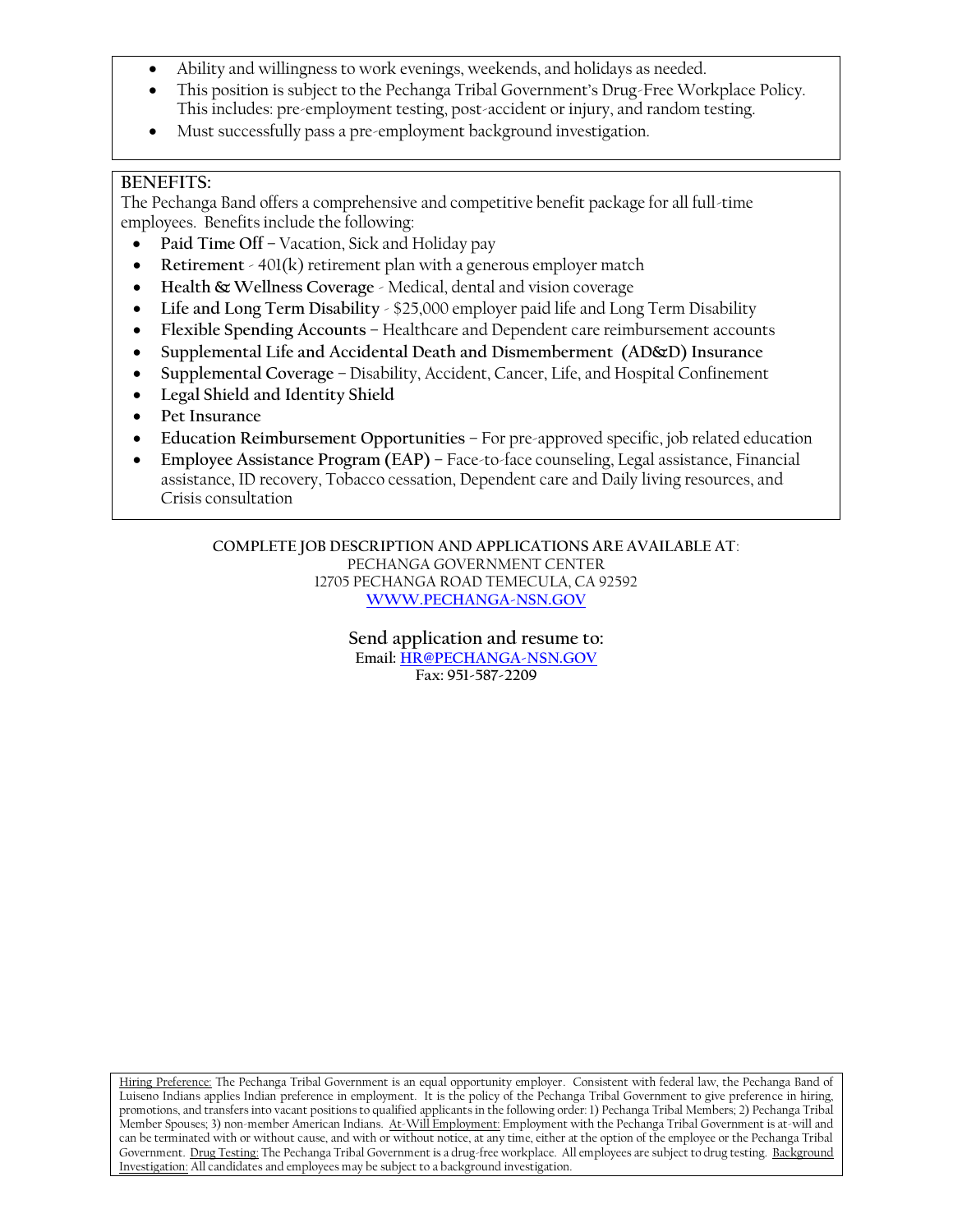- Ability and willingness to work evenings, weekends, and holidays as needed.
- This position is subject to the Pechanga Tribal Government's Drug-Free Workplace Policy. This includes: pre-employment testing, post-accident or injury, and random testing.
- Must successfully pass a pre-employment background investigation.

**BENEFITS:**

The Pechanga Band offers a comprehensive and competitive benefit package for all full-time employees. Benefits include the following:

- **Paid Time Off** – Vacation, Sick and Holiday pay
- **Retirement** - 401(k) retirement plan with a generous employer match
- **Health & Wellness Coverage** - Medical, dental and vision coverage
- **Life and Long Term Disability** - $25,000 employer paid life and Long Term Disability
- **Flexible Spending Accounts** – Healthcare and Dependent care reimbursement accounts
- **Supplemental Life and Accidental Death and Dismemberment (AD&D) Insurance**
- **Supplemental Coverage** – Disability, Accident, Cancer, Life, and Hospital Confinement
- **Legal Shield and Identity Shield**
- **Pet Insurance**
- **Education Reimbursement Opportunities** – For pre-approved specific, job related education
- **Employee Assistance Program (EAP)** – Face-to-face counseling, Legal assistance, Financial assistance, ID recovery, Tobacco cessation, Dependent care and Daily living resources, and Crisis consultation

**COMPLETE JOB DESCRIPTION AND APPLICATIONS ARE AVAILABLE AT**:
PECHANGA GOVERNMENT CENTER
12705 PECHANGA ROAD TEMECULA, CA 92592
WWW.PECHANGA-NSN.GOV

**Send application and resume to:**
**Email: HR@PECHANGA-NSN.GOV**
**Fax: 951-587-2209**

Hiring Preference: The Pechanga Tribal Government is an equal opportunity employer. Consistent with federal law, the Pechanga Band of Luiseno Indians applies Indian preference in employment. It is the policy of the Pechanga Tribal Government to give preference in hiring, promotions, and transfers into vacant positions to qualified applicants in the following order: 1) Pechanga Tribal Members; 2) Pechanga Tribal Member Spouses; 3) non-member American Indians. At-Will Employment: Employment with the Pechanga Tribal Government is at-will and can be terminated with or without cause, and with or without notice, at any time, either at the option of the employee or the Pechanga Tribal Government. Drug Testing: The Pechanga Tribal Government is a drug-free workplace. All employees are subject to drug testing. Background Investigation: All candidates and employees may be subject to a background investigation.